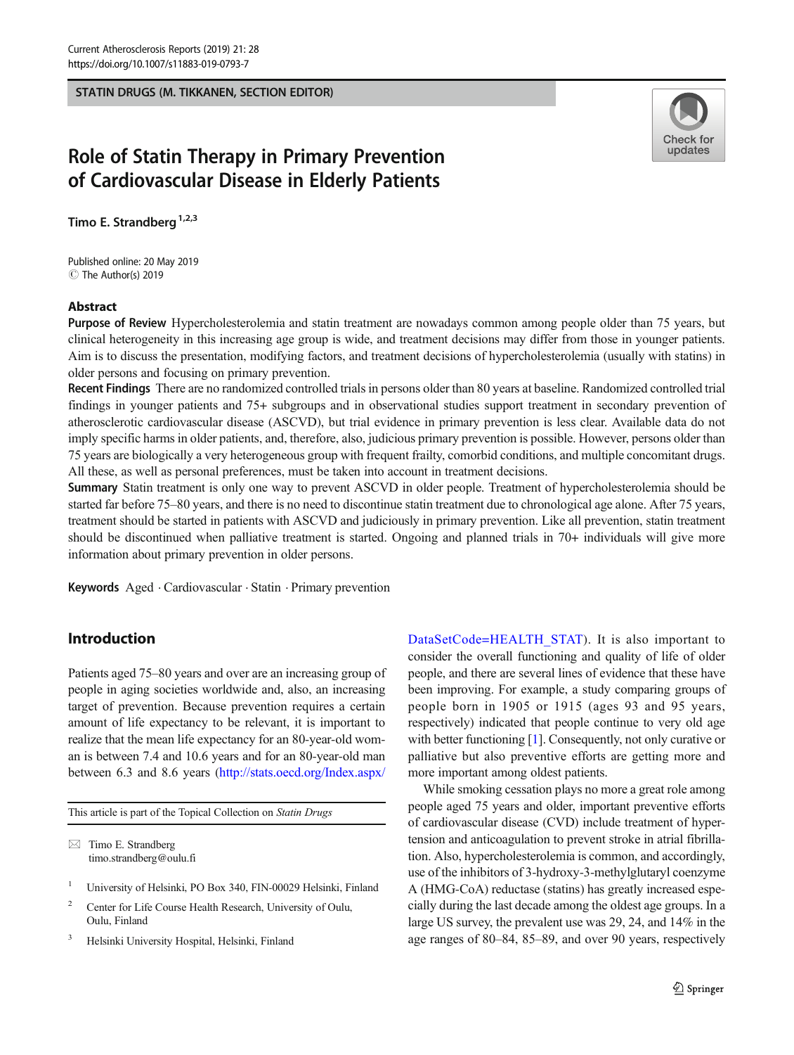STATIN DRUGS (M. TIKKANEN, SECTION EDITOR)

# Role of Statin Therapy in Primary Prevention of Cardiovascular Disease in Elderly Patients

Timo E. Strandberg[1,2,3]

Published online: 20 May 2019
© The Author(s) 2019

## Abstract

**Purpose of Review** Hypercholesterolemia and statin treatment are nowadays common among people older than 75 years, but clinical heterogeneity in this increasing age group is wide, and treatment decisions may differ from those in younger patients. Aim is to discuss the presentation, modifying factors, and treatment decisions of hypercholesterolemia (usually with statins) in older persons and focusing on primary prevention.

**Recent Findings** There are no randomized controlled trials in persons older than 80 years at baseline. Randomized controlled trial findings in younger patients and 75+ subgroups and in observational studies support treatment in secondary prevention of atherosclerotic cardiovascular disease (ASCVD), but trial evidence in primary prevention is less clear. Available data do not imply specific harms in older patients, and, therefore, also, judicious primary prevention is possible. However, persons older than 75 years are biologically a very heterogeneous group with frequent frailty, comorbid conditions, and multiple concomitant drugs. All these, as well as personal preferences, must be taken into account in treatment decisions.

**Summary** Statin treatment is only one way to prevent ASCVD in older people. Treatment of hypercholesterolemia should be started far before 75–80 years, and there is no need to discontinue statin treatment due to chronological age alone. After 75 years, treatment should be started in patients with ASCVD and judiciously in primary prevention. Like all prevention, statin treatment should be discontinued when palliative treatment is started. Ongoing and planned trials in 70+ individuals will give more information about primary prevention in older persons.

**Keywords** Aged · Cardiovascular · Statin · Primary prevention

## Introduction

Patients aged 75–80 years and over are an increasing group of people in aging societies worldwide and, also, an increasing target of prevention. Because prevention requires a certain amount of life expectancy to be relevant, it is important to realize that the mean life expectancy for an 80-year-old woman is between 7.4 and 10.6 years and for an 80-year-old man between 6.3 and 8.6 years (http://stats.oecd.org/Index.aspx/DataSetCode=HEALTH_STAT). It is also important to consider the overall functioning and quality of life of older people, and there are several lines of evidence that these have been improving. For example, a study comparing groups of people born in 1905 or 1915 (ages 93 and 95 years, respectively) indicated that people continue to very old age with better functioning [1]. Consequently, not only curative or palliative but also preventive efforts are getting more and more important among oldest patients.

While smoking cessation plays no more a great role among people aged 75 years and older, important preventive efforts of cardiovascular disease (CVD) include treatment of hypertension and anticoagulation to prevent stroke in atrial fibrillation. Also, hypercholesterolemia is common, and accordingly, use of the inhibitors of 3-hydroxy-3-methylglutaryl coenzyme A (HMG-CoA) reductase (statins) has greatly increased especially during the last decade among the oldest age groups. In a large US survey, the prevalent use was 29, 24, and 14% in the age ranges of 80–84, 85–89, and over 90 years, respectively

---

This article is part of the Topical Collection on *Statin Drugs*

✉ Timo E. Strandberg
timo.strandberg@oulu.fi

1 University of Helsinki, PO Box 340, FIN-00029 Helsinki, Finland

2 Center for Life Course Health Research, University of Oulu, Oulu, Finland

3 Helsinki University Hospital, Helsinki, Finland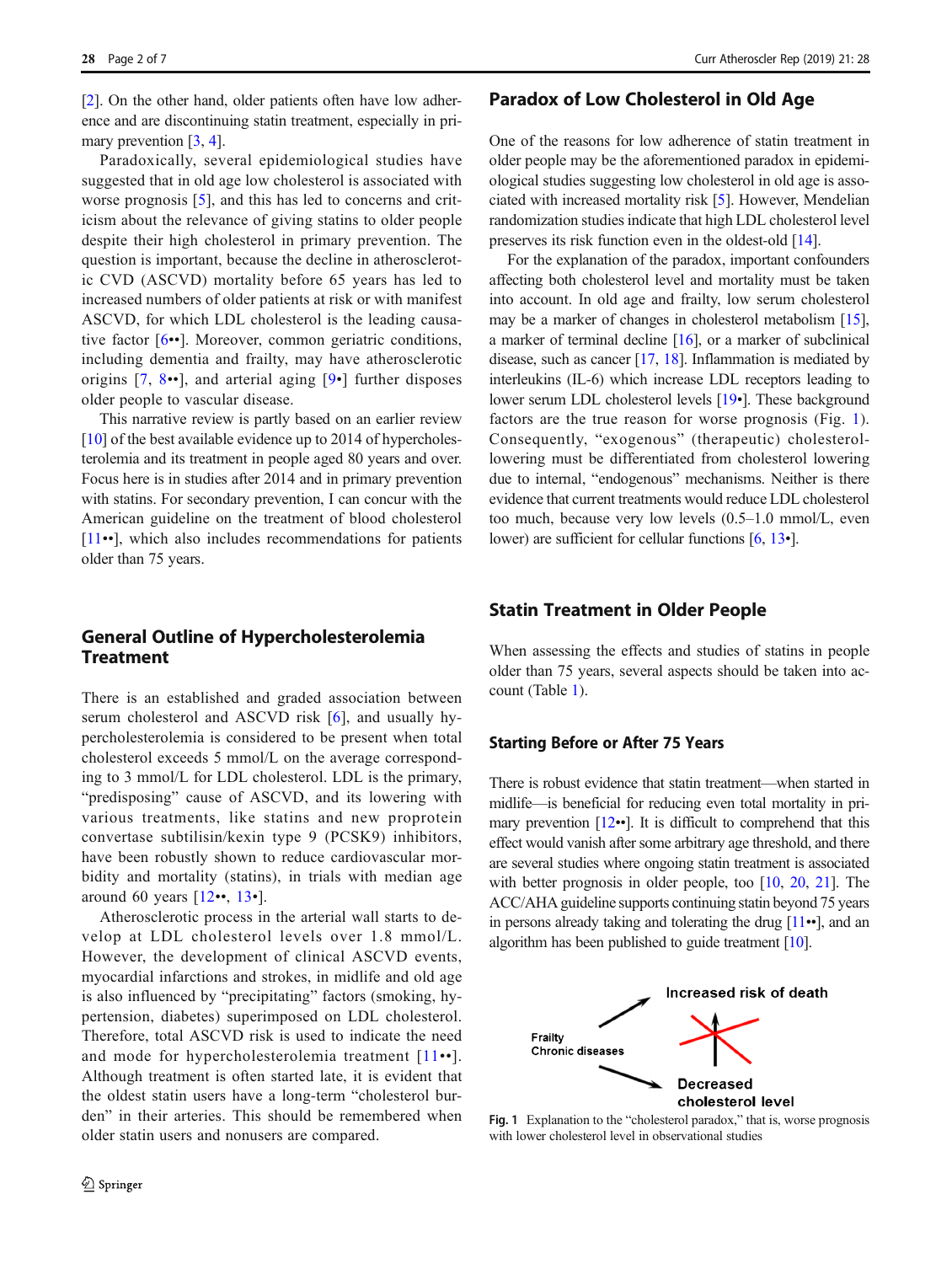[2]. On the other hand, older patients often have low adherence and are discontinuing statin treatment, especially in primary prevention [3, 4].

Paradoxically, several epidemiological studies have suggested that in old age low cholesterol is associated with worse prognosis [5], and this has led to concerns and criticism about the relevance of giving statins to older people despite their high cholesterol in primary prevention. The question is important, because the decline in atherosclerotic CVD (ASCVD) mortality before 65 years has led to increased numbers of older patients at risk or with manifest ASCVD, for which LDL cholesterol is the leading causative factor [6••]. Moreover, common geriatric conditions, including dementia and frailty, may have atherosclerotic origins [7, 8••], and arterial aging [9•] further disposes older people to vascular disease.

This narrative review is partly based on an earlier review [10] of the best available evidence up to 2014 of hypercholesterolemia and its treatment in people aged 80 years and over. Focus here is in studies after 2014 and in primary prevention with statins. For secondary prevention, I can concur with the American guideline on the treatment of blood cholesterol [11••], which also includes recommendations for patients older than 75 years.

## General Outline of Hypercholesterolemia Treatment

There is an established and graded association between serum cholesterol and ASCVD risk [6], and usually hypercholesterolemia is considered to be present when total cholesterol exceeds 5 mmol/L on the average corresponding to 3 mmol/L for LDL cholesterol. LDL is the primary, "predisposing" cause of ASCVD, and its lowering with various treatments, like statins and new proprotein convertase subtilisin/kexin type 9 (PCSK9) inhibitors, have been robustly shown to reduce cardiovascular morbidity and mortality (statins), in trials with median age around 60 years [12••, 13•].

Atherosclerotic process in the arterial wall starts to develop at LDL cholesterol levels over 1.8 mmol/L. However, the development of clinical ASCVD events, myocardial infarctions and strokes, in midlife and old age is also influenced by "precipitating" factors (smoking, hypertension, diabetes) superimposed on LDL cholesterol. Therefore, total ASCVD risk is used to indicate the need and mode for hypercholesterolemia treatment [11••]. Although treatment is often started late, it is evident that the oldest statin users have a long-term "cholesterol burden" in their arteries. This should be remembered when older statin users and nonusers are compared.

## Paradox of Low Cholesterol in Old Age

One of the reasons for low adherence of statin treatment in older people may be the aforementioned paradox in epidemiological studies suggesting low cholesterol in old age is associated with increased mortality risk [5]. However, Mendelian randomization studies indicate that high LDL cholesterol level preserves its risk function even in the oldest-old [14].

For the explanation of the paradox, important confounders affecting both cholesterol level and mortality must be taken into account. In old age and frailty, low serum cholesterol may be a marker of changes in cholesterol metabolism [15], a marker of terminal decline [16], or a marker of subclinical disease, such as cancer [17, 18]. Inflammation is mediated by interleukins (IL-6) which increase LDL receptors leading to lower serum LDL cholesterol levels [19•]. These background factors are the true reason for worse prognosis (Fig. 1). Consequently, "exogenous" (therapeutic) cholesterol-lowering must be differentiated from cholesterol lowering due to internal, "endogenous" mechanisms. Neither is there evidence that current treatments would reduce LDL cholesterol too much, because very low levels (0.5–1.0 mmol/L, even lower) are sufficient for cellular functions [6, 13•].

## Statin Treatment in Older People

When assessing the effects and studies of statins in people older than 75 years, several aspects should be taken into account (Table 1).

### Starting Before or After 75 Years

There is robust evidence that statin treatment—when started in midlife—is beneficial for reducing even total mortality in primary prevention [12••]. It is difficult to comprehend that this effect would vanish after some arbitrary age threshold, and there are several studies where ongoing statin treatment is associated with better prognosis in older people, too [10, 20, 21]. The ACC/AHA guideline supports continuing statin treatment beyond 75 years in persons already taking and tolerating the drug [11••], and an algorithm has been published to guide treatment [10].

Frailty
Chronic diseases

Increased risk of death

Decreased cholesterol level

Fig. 1 Explanation to the "cholesterol paradox," that is, worse prognosis with lower cholesterol level in observational studies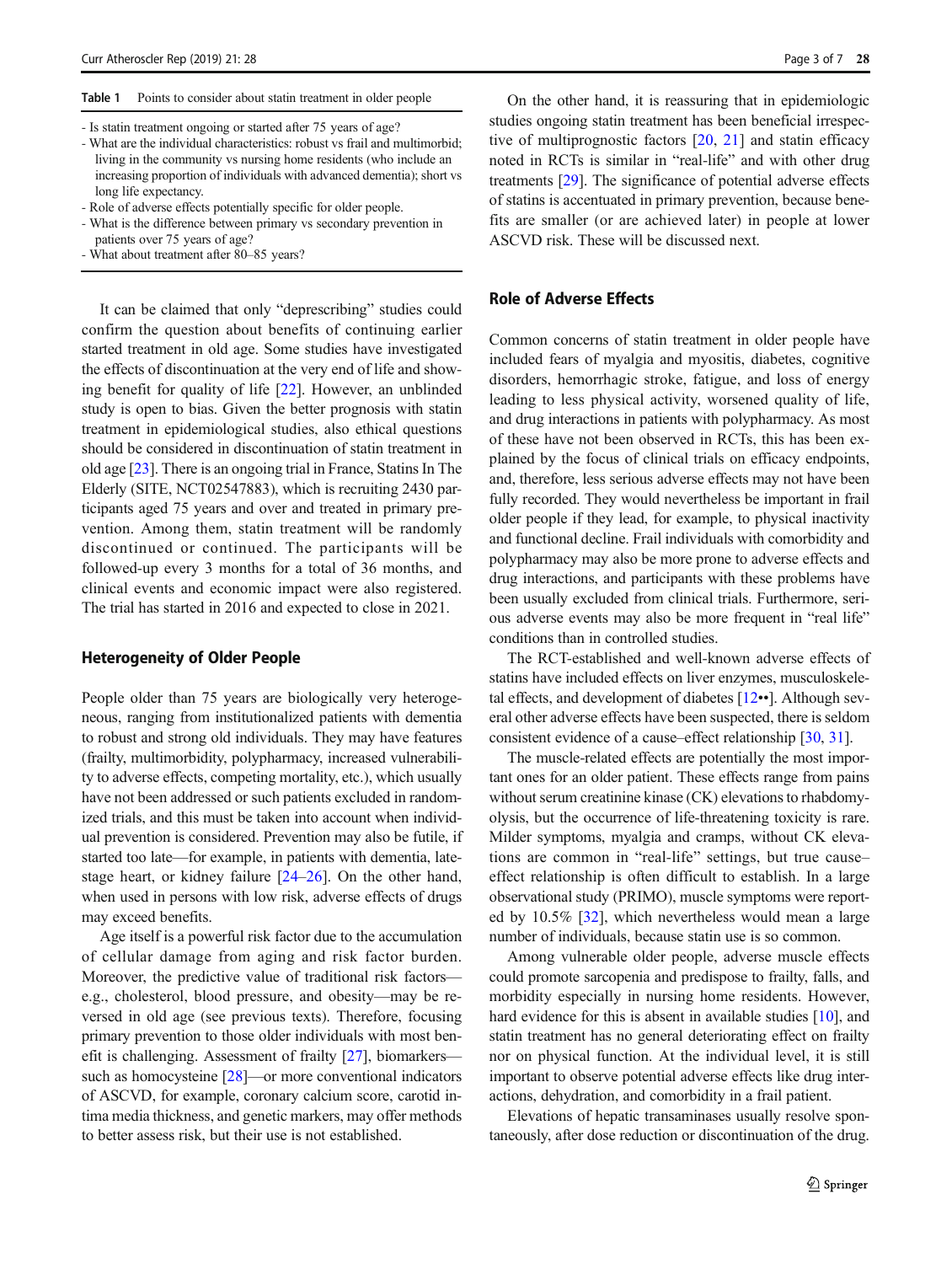**Table 1** Points to consider about statin treatment in older people

- Is statin treatment ongoing or started after 75 years of age?
- What are the individual characteristics: robust vs frail and multimorbid; living in the community vs nursing home residents (who include an increasing proportion of individuals with advanced dementia); short vs long life expectancy.
- Role of adverse effects potentially specific for older people.
- What is the difference between primary vs secondary prevention in patients over 75 years of age?
- What about treatment after 80–85 years?

It can be claimed that only "deprescribing" studies could confirm the question about benefits of continuing earlier started treatment in old age. Some studies have investigated the effects of discontinuation at the very end of life and showing benefit for quality of life [22]. However, an unblinded study is open to bias. Given the better prognosis with statin treatment in epidemiological studies, also ethical questions should be considered in discontinuation of statin treatment in old age [23]. There is an ongoing trial in France, Statins In The Elderly (SITE, NCT02547883), which is recruiting 2430 participants aged 75 years and over and treated in primary prevention. Among them, statin treatment will be randomly discontinued or continued. The participants will be followed-up every 3 months for a total of 36 months, and clinical events and economic impact were also registered. The trial has started in 2016 and expected to close in 2021.

## Heterogeneity of Older People

People older than 75 years are biologically very heterogeneous, ranging from institutionalized patients with dementia to robust and strong old individuals. They may have features (frailty, multimorbidity, polypharmacy, increased vulnerability to adverse effects, competing mortality, etc.), which usually have not been addressed or such patients excluded in randomized trials, and this must be taken into account when individual prevention is considered. Prevention may also be futile, if started too late—for example, in patients with dementia, late-stage heart, or kidney failure [24–26]. On the other hand, when used in persons with low risk, adverse effects of drugs may exceed benefits.

Age itself is a powerful risk factor due to the accumulation of cellular damage from aging and risk factor burden. Moreover, the predictive value of traditional risk factors—e.g., cholesterol, blood pressure, and obesity—may be reversed in old age (see previous texts). Therefore, focusing primary prevention to those older individuals with most benefit is challenging. Assessment of frailty [27], biomarkers—such as homocysteine [28]—or more conventional indicators of ASCVD, for example, coronary calcium score, carotid intima media thickness, and genetic markers, may offer methods to better assess risk, but their use is not established.

On the other hand, it is reassuring that in epidemiologic studies ongoing statin treatment has been beneficial irrespective of multiprognostic factors [20, 21] and statin efficacy noted in RCTs is similar in "real-life" and with other drug treatments [29]. The significance of potential adverse effects of statins is accentuated in primary prevention, because benefits are smaller (or are achieved later) in people at lower ASCVD risk. These will be discussed next.

## Role of Adverse Effects

Common concerns of statin treatment in older people have included fears of myalgia and myositis, diabetes, cognitive disorders, hemorrhagic stroke, fatigue, and loss of energy leading to less physical activity, worsened quality of life, and drug interactions in patients with polypharmacy. As most of these have not been observed in RCTs, this has been explained by the focus of clinical trials on efficacy endpoints, and, therefore, less serious adverse effects may not have been fully recorded. They would nevertheless be important in frail older people if they lead, for example, to physical inactivity and functional decline. Frail individuals with comorbidity and polypharmacy may also be more prone to adverse effects and drug interactions, and participants with these problems have been usually excluded from clinical trials. Furthermore, serious adverse events may also be more frequent in "real life" conditions than in controlled studies.

The RCT-established and well-known adverse effects of statins have included effects on liver enzymes, musculoskeletal effects, and development of diabetes [12••]. Although several other adverse effects have been suspected, there is seldom consistent evidence of a cause–effect relationship [30, 31].

The muscle-related effects are potentially the most important ones for an older patient. These effects range from pains without serum creatinine kinase (CK) elevations to rhabdomyolysis, but the occurrence of life-threatening toxicity is rare. Milder symptoms, myalgia and cramps, without CK elevations are common in "real-life" settings, but true cause–effect relationship is often difficult to establish. In a large observational study (PRIMO), muscle symptoms were reported by 10.5% [32], which nevertheless would mean a large number of individuals, because statin use is so common.

Among vulnerable older people, adverse muscle effects could promote sarcopenia and predispose to frailty, falls, and morbidity especially in nursing home residents. However, hard evidence for this is absent in available studies [10], and statin treatment has no general deteriorating effect on frailty nor on physical function. At the individual level, it is still important to observe potential adverse effects like drug interactions, dehydration, and comorbidity in a frail patient.

Elevations of hepatic transaminases usually resolve spontaneously, after dose reduction or discontinuation of the drug.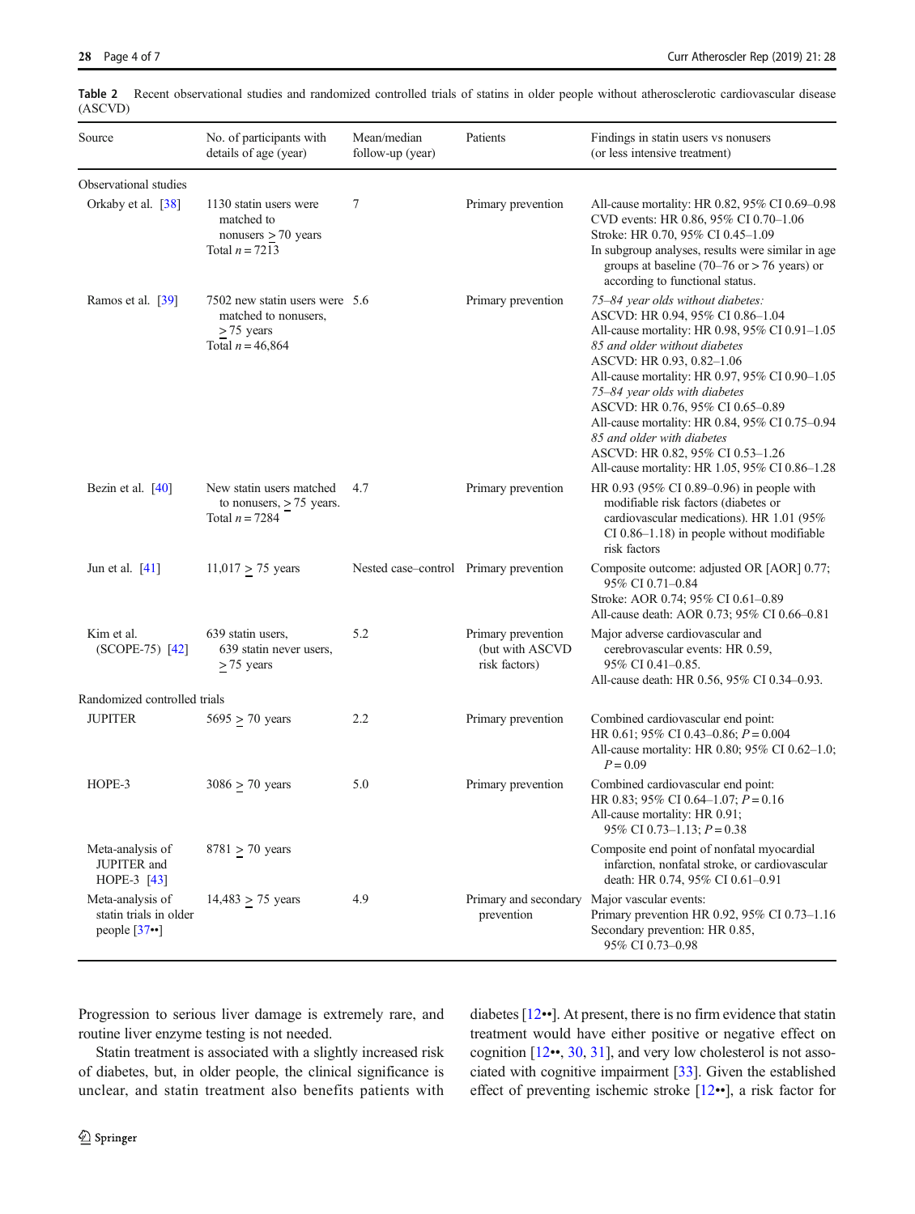**Table 2** Recent observational studies and randomized controlled trials of statins in older people without atherosclerotic cardiovascular disease (ASCVD)

| Source | No. of participants with details of age (year) | Mean/median follow-up (year) | Patients | Findings in statin users vs nonusers (or less intensive treatment) |
|---|---|---|---|---|
| Observational studies | | | | |
| Orkaby et al. [38] | 1130 statin users were matched to nonusers ≥ 70 years<br>Total *n* = 7213 | 7 | Primary prevention | All-cause mortality: HR 0.82, 95% CI 0.69–0.98<br>CVD events: HR 0.86, 95% CI 0.70–1.06<br>Stroke: HR 0.70, 95% CI 0.45–1.09<br>In subgroup analyses, results were similar in age groups at baseline (70–76 or > 76 years) or according to functional status. |
| Ramos et al. [39] | 7502 new statin users were matched to nonusers, ≥ 75 years<br>Total *n* = 46,864 | 5.6 | Primary prevention | *75–84 year olds without diabetes:*<br>ASCVD: HR 0.94, 95% CI 0.86–1.04<br>All-cause mortality: HR 0.98, 95% CI 0.91–1.05<br>*85 and older without diabetes*<br>ASCVD: HR 0.93, 0.82–1.06<br>All-cause mortality: HR 0.97, 95% CI 0.90–1.05<br>*75–84 year olds with diabetes*<br>ASCVD: HR 0.76, 95% CI 0.65–0.89<br>All-cause mortality: HR 0.84, 95% CI 0.75–0.94<br>*85 and older with diabetes*<br>ASCVD: HR 0.82, 95% CI 0.53–1.26<br>All-cause mortality: HR 1.05, 95% CI 0.86–1.28 |
| Bezin et al. [40] | New statin users matched to nonusers, ≥ 75 years.<br>Total *n* = 7284 | 4.7 | Primary prevention | HR 0.93 (95% CI 0.89–0.96) in people with modifiable risk factors (diabetes or cardiovascular medications). HR 1.01 (95% CI 0.86–1.18) in people without modifiable risk factors |
| Jun et al. [41] | 11,017 ≥ 75 years | Nested case–control | Primary prevention | Composite outcome: adjusted OR [AOR] 0.77; 95% CI 0.71–0.84<br>Stroke: AOR 0.74; 95% CI 0.61–0.89<br>All-cause death: AOR 0.73; 95% CI 0.66–0.81 |
| Kim et al. (SCOPE-75) [42] | 639 statin users, 639 statin never users, ≥ 75 years | 5.2 | Primary prevention (but with ASCVD risk factors) | Major adverse cardiovascular and cerebrovascular events: HR 0.59, 95% CI 0.41–0.85.<br>All-cause death: HR 0.56, 95% CI 0.34–0.93. |
| Randomized controlled trials | | | | |
| JUPITER | 5695 ≥ 70 years | 2.2 | Primary prevention | Combined cardiovascular end point:<br>HR 0.61; 95% CI 0.43–0.86; *P* = 0.004<br>All-cause mortality: HR 0.80; 95% CI 0.62–1.0; *P* = 0.09 |
| HOPE-3 | 3086 ≥ 70 years | 5.0 | Primary prevention | Combined cardiovascular end point:<br>HR 0.83; 95% CI 0.64–1.07; *P* = 0.16<br>All-cause mortality: HR 0.91; 95% CI 0.73–1.13; *P* = 0.38 |
| Meta-analysis of JUPITER and HOPE-3 [43] | 8781 ≥ 70 years | | | Composite end point of nonfatal myocardial infarction, nonfatal stroke, or cardiovascular death: HR 0.74, 95% CI 0.61–0.91 |
| Meta-analysis of statin trials in older people [37••] | 14,483 ≥ 75 years | 4.9 | Primary and secondary prevention | Major vascular events:<br>Primary prevention HR 0.92, 95% CI 0.73–1.16<br>Secondary prevention: HR 0.85, 95% CI 0.73–0.98 |

Progression to serious liver damage is extremely rare, and routine liver enzyme testing is not needed.

Statin treatment is associated with a slightly increased risk of diabetes, but, in older people, the clinical significance is unclear, and statin treatment also benefits patients with diabetes [12••]. At present, there is no firm evidence that statin treatment would have either positive or negative effect on cognition [12••, 30, 31], and very low cholesterol is not associated with cognitive impairment [33]. Given the established effect of preventing ischemic stroke [12••], a risk factor for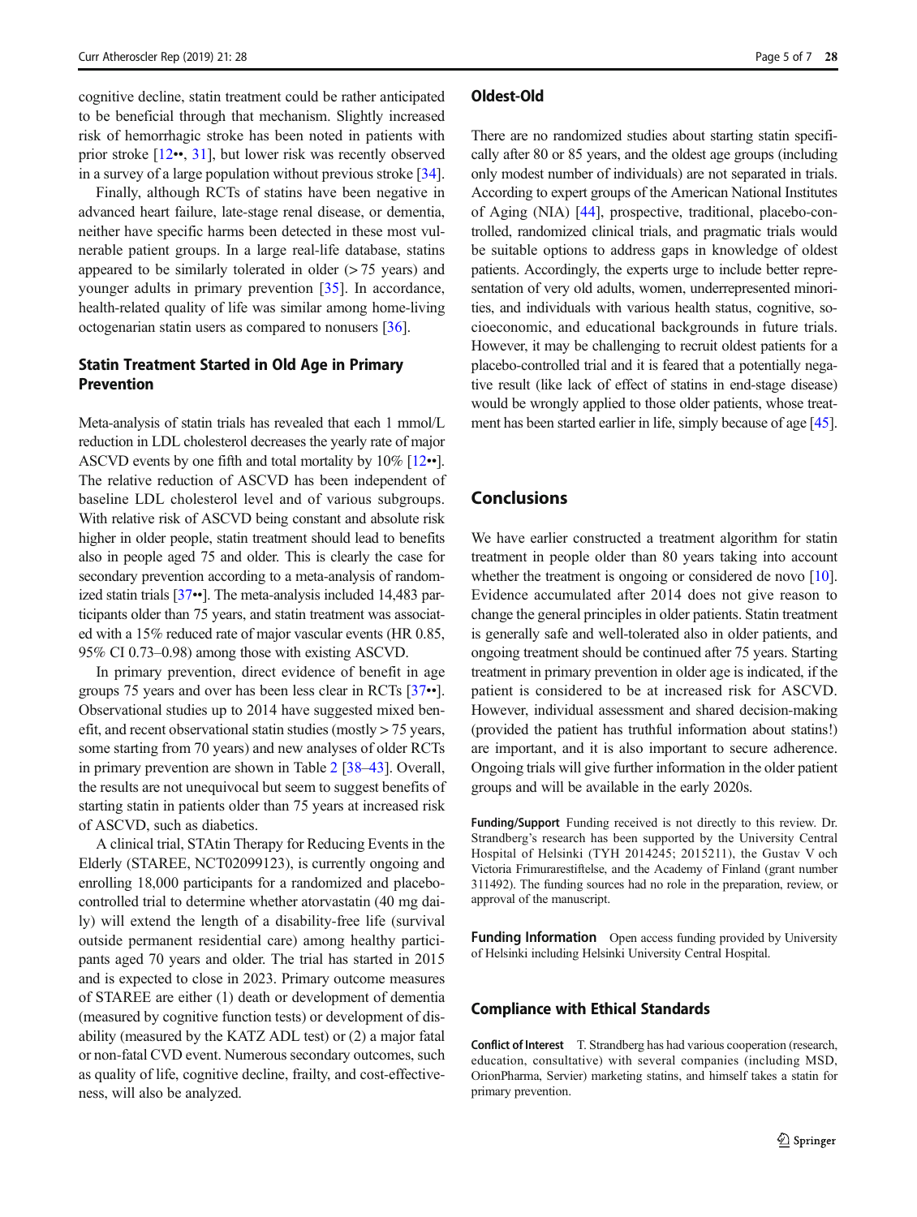cognitive decline, statin treatment could be rather anticipated to be beneficial through that mechanism. Slightly increased risk of hemorrhagic stroke has been noted in patients with prior stroke [12••, 31], but lower risk was recently observed in a survey of a large population without previous stroke [34].

Finally, although RCTs of statins have been negative in advanced heart failure, late-stage renal disease, or dementia, neither have specific harms been detected in these most vulnerable patient groups. In a large real-life database, statins appeared to be similarly tolerated in older (> 75 years) and younger adults in primary prevention [35]. In accordance, health-related quality of life was similar among home-living octogenarian statin users as compared to nonusers [36].

### Statin Treatment Started in Old Age in Primary Prevention

Meta-analysis of statin trials has revealed that each 1 mmol/L reduction in LDL cholesterol decreases the yearly rate of major ASCVD events by one fifth and total mortality by 10% [12••]. The relative reduction of ASCVD has been independent of baseline LDL cholesterol level and of various subgroups. With relative risk of ASCVD being constant and absolute risk higher in older people, statin treatment should lead to benefits also in people aged 75 and older. This is clearly the case for secondary prevention according to a meta-analysis of randomized statin trials [37••]. The meta-analysis included 14,483 participants older than 75 years, and statin treatment was associated with a 15% reduced rate of major vascular events (HR 0.85, 95% CI 0.73–0.98) among those with existing ASCVD.

In primary prevention, direct evidence of benefit in age groups 75 years and over has been less clear in RCTs [37••]. Observational studies up to 2014 have suggested mixed benefit, and recent observational statin studies (mostly > 75 years, some starting from 70 years) and new analyses of older RCTs in primary prevention are shown in Table 2 [38–43]. Overall, the results are not unequivocal but seem to suggest benefits of starting statin in patients older than 75 years at increased risk of ASCVD, such as diabetics.

A clinical trial, STAtin Therapy for Reducing Events in the Elderly (STAREE, NCT02099123), is currently ongoing and enrolling 18,000 participants for a randomized and placebo-controlled trial to determine whether atorvastatin (40 mg daily) will extend the length of a disability-free life (survival outside permanent residential care) among healthy participants aged 70 years and older. The trial has started in 2015 and is expected to close in 2023. Primary outcome measures of STAREE are either (1) death or development of dementia (measured by cognitive function tests) or development of disability (measured by the KATZ ADL test) or (2) a major fatal or non-fatal CVD event. Numerous secondary outcomes, such as quality of life, cognitive decline, frailty, and cost-effectiveness, will also be analyzed.

### Oldest-Old

There are no randomized studies about starting statin specifically after 80 or 85 years, and the oldest age groups (including only modest number of individuals) are not separated in trials. According to expert groups of the American National Institutes of Aging (NIA) [44], prospective, traditional, placebo-controlled, randomized clinical trials, and pragmatic trials would be suitable options to address gaps in knowledge of oldest patients. Accordingly, the experts urge to include better representation of very old adults, women, underrepresented minorities, and individuals with various health status, cognitive, socioeconomic, and educational backgrounds in future trials. However, it may be challenging to recruit oldest patients for a placebo-controlled trial and it is feared that a potentially negative result (like lack of effect of statins in end-stage disease) would be wrongly applied to those older patients, whose treatment has been started earlier in life, simply because of age [45].

## Conclusions

We have earlier constructed a treatment algorithm for statin treatment in people older than 80 years taking into account whether the treatment is ongoing or considered de novo [10]. Evidence accumulated after 2014 does not give reason to change the general principles in older patients. Statin treatment is generally safe and well-tolerated also in older patients, and ongoing treatment should be continued after 75 years. Starting treatment in primary prevention in older age is indicated, if the patient is considered to be at increased risk for ASCVD. However, individual assessment and shared decision-making (provided the patient has truthful information about statins!) are important, and it is also important to secure adherence. Ongoing trials will give further information in the older patient groups and will be available in the early 2020s.

**Funding/Support** Funding received is not directly to this review. Dr. Strandberg's research has been supported by the University Central Hospital of Helsinki (TYH 2014245; 2015211), the Gustav V och Victoria Frimurarestiftelse, and the Academy of Finland (grant number 311492). The funding sources had no role in the preparation, review, or approval of the manuscript.

**Funding Information** Open access funding provided by University of Helsinki including Helsinki University Central Hospital.

## Compliance with Ethical Standards

**Conflict of Interest** T. Strandberg has had various cooperation (research, education, consultative) with several companies (including MSD, OrionPharma, Servier) marketing statins, and himself takes a statin for primary prevention.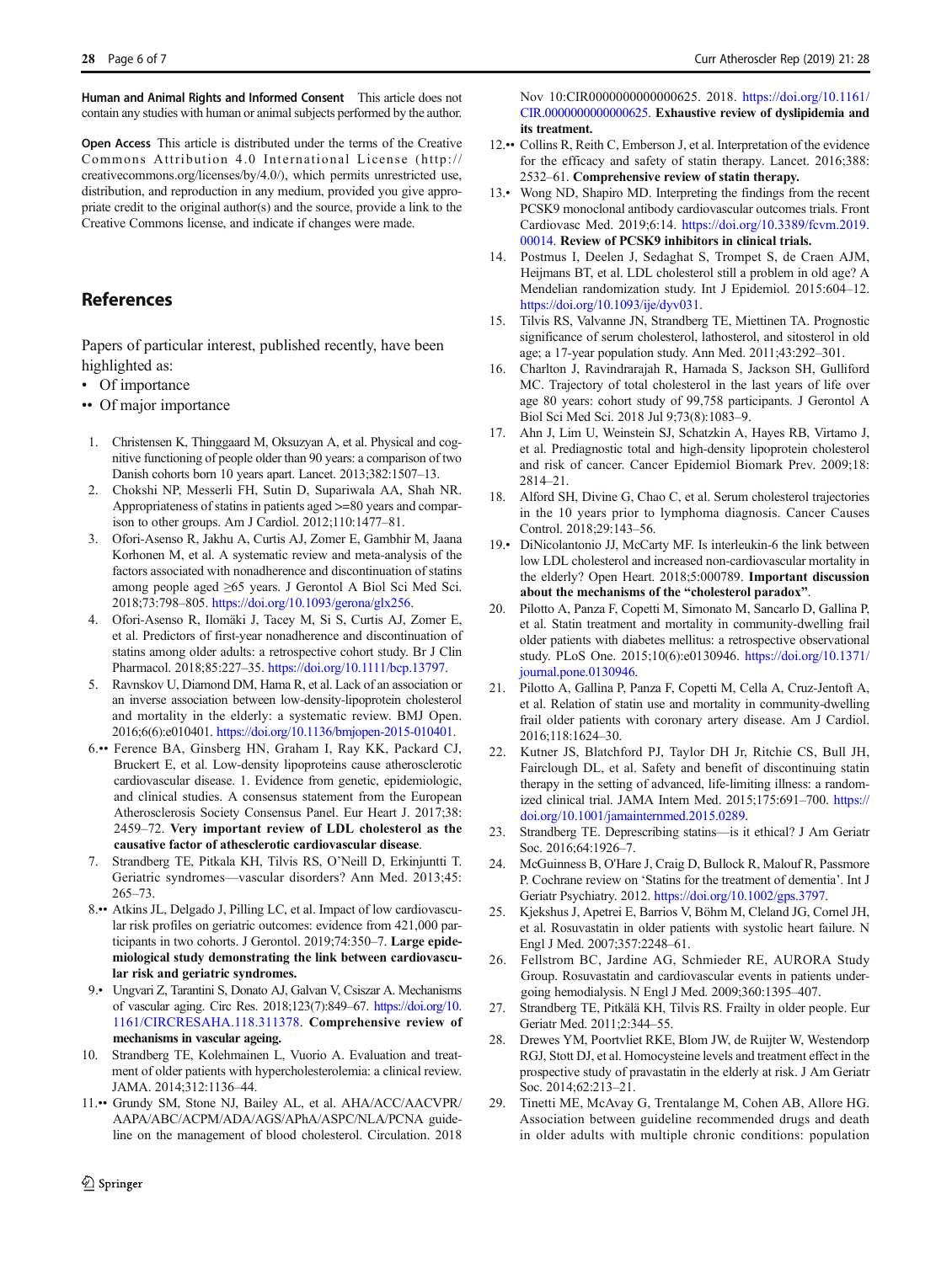**Human and Animal Rights and Informed Consent** This article does not contain any studies with human or animal subjects performed by the author.

**Open Access** This article is distributed under the terms of the Creative Commons Attribution 4.0 International License (http://creativecommons.org/licenses/by/4.0/), which permits unrestricted use, distribution, and reproduction in any medium, provided you give appropriate credit to the original author(s) and the source, provide a link to the Creative Commons license, and indicate if changes were made.

## References

Papers of particular interest, published recently, have been highlighted as:

- • Of importance
- •• Of major importance

1. Christensen K, Thinggaard M, Oksuzyan A, et al. Physical and cognitive functioning of people older than 90 years: a comparison of two Danish cohorts born 10 years apart. Lancet. 2013;382:1507–13.
2. Chokshi NP, Messerli FH, Sutin D, Supariwala AA, Shah NR. Appropriateness of statins in patients aged >=80 years and comparison to other groups. Am J Cardiol. 2012;110:1477–81.
3. Ofori-Asenso R, Jakhu A, Curtis AJ, Zomer E, Gambhir M, Jaana Korhonen M, et al. A systematic review and meta-analysis of the factors associated with nonadherence and discontinuation of statins among people aged ≥65 years. J Gerontol A Biol Sci Med Sci. 2018;73:798–805. https://doi.org/10.1093/gerona/glx256.
4. Ofori-Asenso R, Ilomäki J, Tacey M, Si S, Curtis AJ, Zomer E, et al. Predictors of first-year nonadherence and discontinuation of statins among older adults: a retrospective cohort study. Br J Clin Pharmacol. 2018;85:227–35. https://doi.org/10.1111/bcp.13797.
5. Ravnskov U, Diamond DM, Hama R, et al. Lack of an association or an inverse association between low-density-lipoprotein cholesterol and mortality in the elderly: a systematic review. BMJ Open. 2016;6(6):e010401. https://doi.org/10.1136/bmjopen-2015-010401.
6. •• Ference BA, Ginsberg HN, Graham I, Ray KK, Packard CJ, Bruckert E, et al. Low-density lipoproteins cause atherosclerotic cardiovascular disease. 1. Evidence from genetic, epidemiologic, and clinical studies. A consensus statement from the European Atherosclerosis Society Consensus Panel. Eur Heart J. 2017;38:2459–72. **Very important review of LDL cholesterol as the causative factor of athesclerotic cardiovascular disease**.
7. Strandberg TE, Pitkala KH, Tilvis RS, O'Neill D, Erkinjuntti T. Geriatric syndromes—vascular disorders? Ann Med. 2013;45:265–73.
8. •• Atkins JL, Delgado J, Pilling LC, et al. Impact of low cardiovascular risk profiles on geriatric outcomes: evidence from 421,000 participants in two cohorts. J Gerontol. 2019;74:350–7. **Large epidemiological study demonstrating the link between cardiovascular risk and geriatric syndromes.**
9. • Ungvari Z, Tarantini S, Donato AJ, Galvan V, Csiszar A. Mechanisms of vascular aging. Circ Res. 2018;123(7):849–67. https://doi.org/10.1161/CIRCRESAHA.118.311378. **Comprehensive review of mechanisms in vascular ageing.**
10. Strandberg TE, Kolehmainen L, Vuorio A. Evaluation and treatment of older patients with hypercholesterolemia: a clinical review. JAMA. 2014;312:1136–44.
11. •• Grundy SM, Stone NJ, Bailey AL, et al. AHA/ACC/AACVPR/AAPA/ABC/ACPM/ADA/AGS/APhA/ASPC/NLA/PCNA guideline on the management of blood cholesterol. Circulation. 2018 Nov 10:CIR0000000000000625. 2018. https://doi.org/10.1161/CIR.0000000000000625. **Exhaustive review of dyslipidemia and its treatment.**
12. •• Collins R, Reith C, Emberson J, et al. Interpretation of the evidence for the efficacy and safety of statin therapy. Lancet. 2016;388:2532–61. **Comprehensive review of statin therapy.**
13. • Wong ND, Shapiro MD. Interpreting the findings from the recent PCSK9 monoclonal antibody cardiovascular outcomes trials. Front Cardiovasc Med. 2019;6:14. https://doi.org/10.3389/fcvm.2019.00014. **Review of PCSK9 inhibitors in clinical trials.**
14. Postmus I, Deelen J, Sedaghat S, Trompet S, de Craen AJM, Heijmans BT, et al. LDL cholesterol still a problem in old age? A Mendelian randomization study. Int J Epidemiol. 2015:604–12. https://doi.org/10.1093/ije/dyv031.
15. Tilvis RS, Valvanne JN, Strandberg TE, Miettinen TA. Prognostic significance of serum cholesterol, lathosterol, and sitosterol in old age; a 17-year population study. Ann Med. 2011;43:292–301.
16. Charlton J, Ravindrarajah R, Hamada S, Jackson SH, Gulliford MC. Trajectory of total cholesterol in the last years of life over age 80 years: cohort study of 99,758 participants. J Gerontol A Biol Sci Med Sci. 2018 Jul 9;73(8):1083–9.
17. Ahn J, Lim U, Weinstein SJ, Schatzkin A, Hayes RB, Virtamo J, et al. Prediagnostic total and high-density lipoprotein cholesterol and risk of cancer. Cancer Epidemiol Biomark Prev. 2009;18:2814–21.
18. Alford SH, Divine G, Chao C, et al. Serum cholesterol trajectories in the 10 years prior to lymphoma diagnosis. Cancer Causes Control. 2018;29:143–56.
19. • DiNicolantonio JJ, McCarty MF. Is interleukin-6 the link between low LDL cholesterol and increased non-cardiovascular mortality in the elderly? Open Heart. 2018;5:000789. **Important discussion about the mechanisms of the "cholesterol paradox"**.
20. Pilotto A, Panza F, Copetti M, Simonato M, Sancarlo D, Gallina P, et al. Statin treatment and mortality in community-dwelling frail older patients with diabetes mellitus: a retrospective observational study. PLoS One. 2015;10(6):e0130946. https://doi.org/10.1371/journal.pone.0130946.
21. Pilotto A, Gallina P, Panza F, Copetti M, Cella A, Cruz-Jentoft A, et al. Relation of statin use and mortality in community-dwelling frail older patients with coronary artery disease. Am J Cardiol. 2016;118:1624–30.
22. Kutner JS, Blatchford PJ, Taylor DH Jr, Ritchie CS, Bull JH, Fairclough DL, et al. Safety and benefit of discontinuing statin therapy in the setting of advanced, life-limiting illness: a randomized clinical trial. JAMA Intern Med. 2015;175:691–700. https://doi.org/10.1001/jamainternmed.2015.0289.
23. Strandberg TE. Deprescribing statins—is it ethical? J Am Geriatr Soc. 2016;64:1926–7.
24. McGuinness B, O'Hare J, Craig D, Bullock R, Malouf R, Passmore P. Cochrane review on 'Statins for the treatment of dementia'. Int J Geriatr Psychiatry. 2012. https://doi.org/10.1002/gps.3797.
25. Kjekshus J, Apetrei E, Barrios V, Böhm M, Cleland JG, Cornel JH, et al. Rosuvastatin in older patients with systolic heart failure. N Engl J Med. 2007;357:2248–61.
26. Fellstrom BC, Jardine AG, Schmieder RE, AURORA Study Group. Rosuvastatin and cardiovascular events in patients undergoing hemodialysis. N Engl J Med. 2009;360:1395–407.
27. Strandberg TE, Pitkälä KH, Tilvis RS. Frailty in older people. Eur Geriatr Med. 2011;2:344–55.
28. Drewes YM, Poortvliet RKE, Blom JW, de Ruijter W, Westendorp RGJ, Stott DJ, et al. Homocysteine levels and treatment effect in the prospective study of pravastatin in the elderly at risk. J Am Geriatr Soc. 2014;62:213–21.
29. Tinetti ME, McAvay G, Trentalange M, Cohen AB, Allore HG. Association between guideline recommended drugs and death in older adults with multiple chronic conditions: population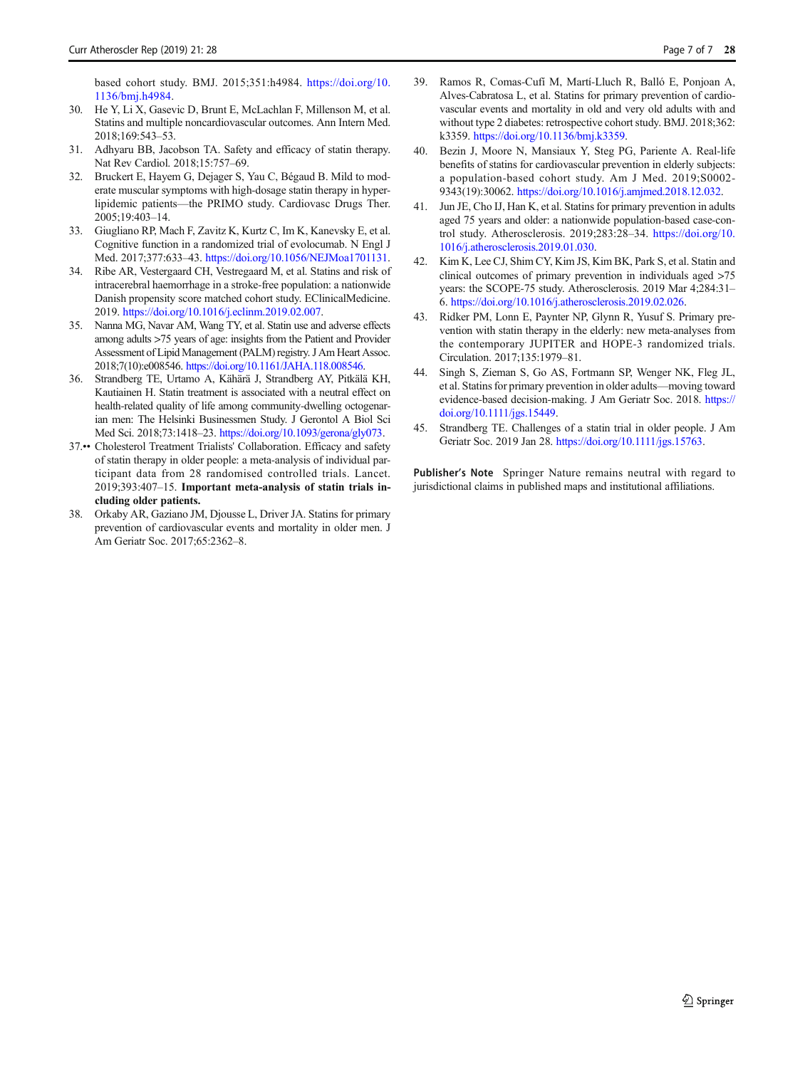based cohort study. BMJ. 2015;351:h4984. https://doi.org/10.1136/bmj.h4984.

30. He Y, Li X, Gasevic D, Brunt E, McLachlan F, Millenson M, et al. Statins and multiple noncardiovascular outcomes. Ann Intern Med. 2018;169:543–53.
31. Adhyaru BB, Jacobson TA. Safety and efficacy of statin therapy. Nat Rev Cardiol. 2018;15:757–69.
32. Bruckert E, Hayem G, Dejager S, Yau C, Bégaud B. Mild to moderate muscular symptoms with high-dosage statin therapy in hyperlipidemic patients—the PRIMO study. Cardiovasc Drugs Ther. 2005;19:403–14.
33. Giugliano RP, Mach F, Zavitz K, Kurtz C, Im K, Kanevsky E, et al. Cognitive function in a randomized trial of evolocumab. N Engl J Med. 2017;377:633–43. https://doi.org/10.1056/NEJMoa1701131.
34. Ribe AR, Vestergaard CH, Vestregaard M, et al. Statins and risk of intracerebral haemorrhage in a stroke-free population: a nationwide Danish propensity score matched cohort study. EClinicalMedicine. 2019. https://doi.org/10.1016/j.eclinm.2019.02.007.
35. Nanna MG, Navar AM, Wang TY, et al. Statin use and adverse effects among adults >75 years of age: insights from the Patient and Provider Assessment of Lipid Management (PALM) registry. J Am Heart Assoc. 2018;7(10):e008546. https://doi.org/10.1161/JAHA.118.008546.
36. Strandberg TE, Urtamo A, Kähärä J, Strandberg AY, Pitkälä KH, Kautiainen H. Statin treatment is associated with a neutral effect on health-related quality of life among community-dwelling octogenarian men: The Helsinki Businessmen Study. J Gerontol A Biol Sci Med Sci. 2018;73:1418–23. https://doi.org/10.1093/gerona/gly073.
37.•• Cholesterol Treatment Trialists' Collaboration. Efficacy and safety of statin therapy in older people: a meta-analysis of individual participant data from 28 randomised controlled trials. Lancet. 2019;393:407–15. **Important meta-analysis of statin trials including older patients.**
38. Orkaby AR, Gaziano JM, Djousse L, Driver JA. Statins for primary prevention of cardiovascular events and mortality in older men. J Am Geriatr Soc. 2017;65:2362–8.
39. Ramos R, Comas-Cufí M, Martí-Lluch R, Balló E, Ponjoan A, Alves-Cabratosa L, et al. Statins for primary prevention of cardiovascular events and mortality in old and very old adults with and without type 2 diabetes: retrospective cohort study. BMJ. 2018;362:k3359. https://doi.org/10.1136/bmj.k3359.
40. Bezin J, Moore N, Mansiaux Y, Steg PG, Pariente A. Real-life benefits of statins for cardiovascular prevention in elderly subjects: a population-based cohort study. Am J Med. 2019;S0002-9343(19):30062. https://doi.org/10.1016/j.amjmed.2018.12.032.
41. Jun JE, Cho IJ, Han K, et al. Statins for primary prevention in adults aged 75 years and older: a nationwide population-based case-control study. Atherosclerosis. 2019;283:28–34. https://doi.org/10.1016/j.atherosclerosis.2019.01.030.
42. Kim K, Lee CJ, Shim CY, Kim JS, Kim BK, Park S, et al. Statin and clinical outcomes of primary prevention in individuals aged >75 years: the SCOPE-75 study. Atherosclerosis. 2019 Mar 4;284:31–6. https://doi.org/10.1016/j.atherosclerosis.2019.02.026.
43. Ridker PM, Lonn E, Paynter NP, Glynn R, Yusuf S. Primary prevention with statin therapy in the elderly: new meta-analyses from the contemporary JUPITER and HOPE-3 randomized trials. Circulation. 2017;135:1979–81.
44. Singh S, Zieman S, Go AS, Fortmann SP, Wenger NK, Fleg JL, et al. Statins for primary prevention in older adults—moving toward evidence-based decision-making. J Am Geriatr Soc. 2018. https://doi.org/10.1111/jgs.15449.
45. Strandberg TE. Challenges of a statin trial in older people. J Am Geriatr Soc. 2019 Jan 28. https://doi.org/10.1111/jgs.15763.

**Publisher's Note** Springer Nature remains neutral with regard to jurisdictional claims in published maps and institutional affiliations.